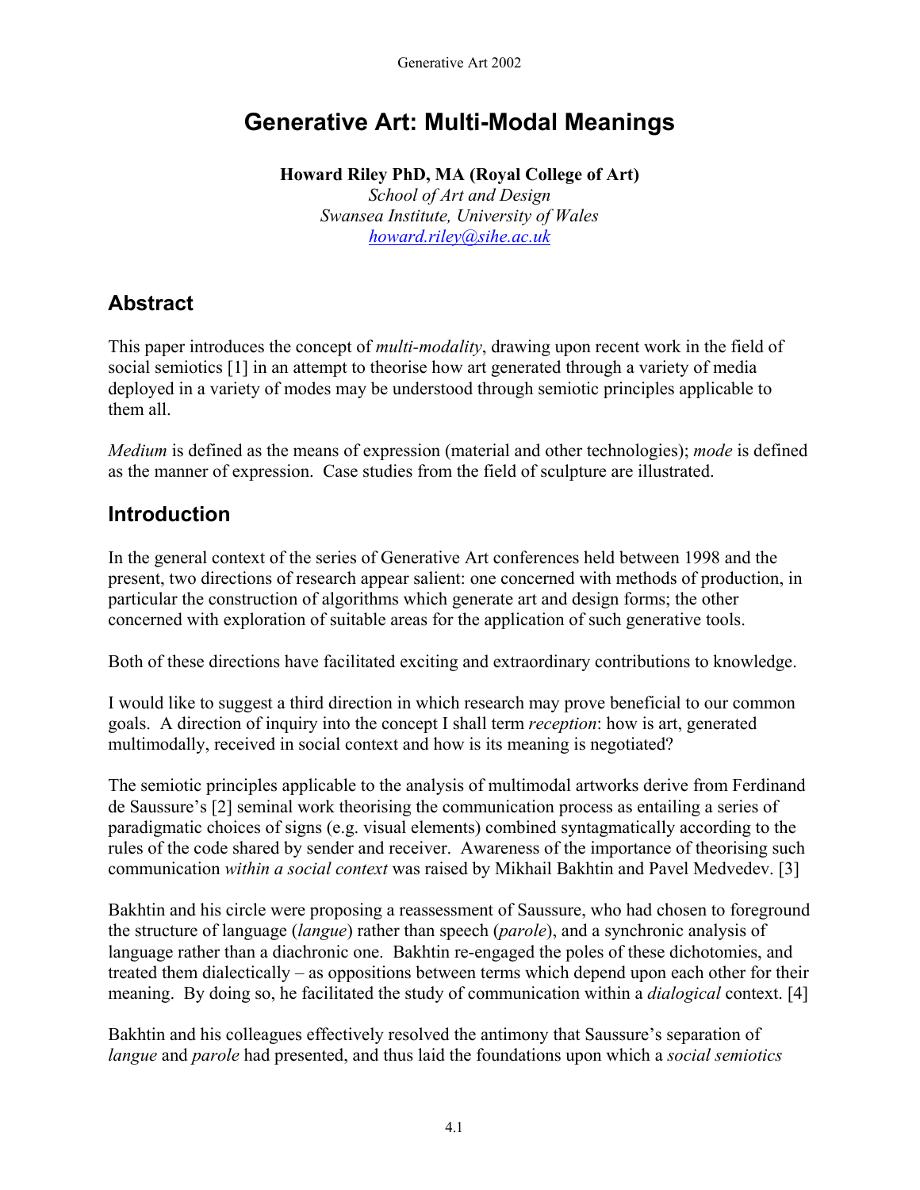# Generative Art: Multi-Modal Meanings

**Howard Riley PhD, MA (Royal College of Art)**
*School of Art and Design*
*Swansea Institute, University of Wales*
*howard.riley@sihe.ac.uk*

## Abstract

This paper introduces the concept of *multi-modality*, drawing upon recent work in the field of social semiotics [1] in an attempt to theorise how art generated through a variety of media deployed in a variety of modes may be understood through semiotic principles applicable to them all.

*Medium* is defined as the means of expression (material and other technologies); *mode* is defined as the manner of expression. Case studies from the field of sculpture are illustrated.

## Introduction

In the general context of the series of Generative Art conferences held between 1998 and the present, two directions of research appear salient: one concerned with methods of production, in particular the construction of algorithms which generate art and design forms; the other concerned with exploration of suitable areas for the application of such generative tools.

Both of these directions have facilitated exciting and extraordinary contributions to knowledge.

I would like to suggest a third direction in which research may prove beneficial to our common goals. A direction of inquiry into the concept I shall term *reception*: how is art, generated multimodally, received in social context and how is its meaning is negotiated?

The semiotic principles applicable to the analysis of multimodal artworks derive from Ferdinand de Saussure's [2] seminal work theorising the communication process as entailing a series of paradigmatic choices of signs (e.g. visual elements) combined syntagmatically according to the rules of the code shared by sender and receiver. Awareness of the importance of theorising such communication *within a social context* was raised by Mikhail Bakhtin and Pavel Medvedev. [3]

Bakhtin and his circle were proposing a reassessment of Saussure, who had chosen to foreground the structure of language (*langue*) rather than speech (*parole*), and a synchronic analysis of language rather than a diachronic one. Bakhtin re-engaged the poles of these dichotomies, and treated them dialectically – as oppositions between terms which depend upon each other for their meaning. By doing so, he facilitated the study of communication within a *dialogical* context. [4]

Bakhtin and his colleagues effectively resolved the antimony that Saussure's separation of *langue* and *parole* had presented, and thus laid the foundations upon which a *social semiotics*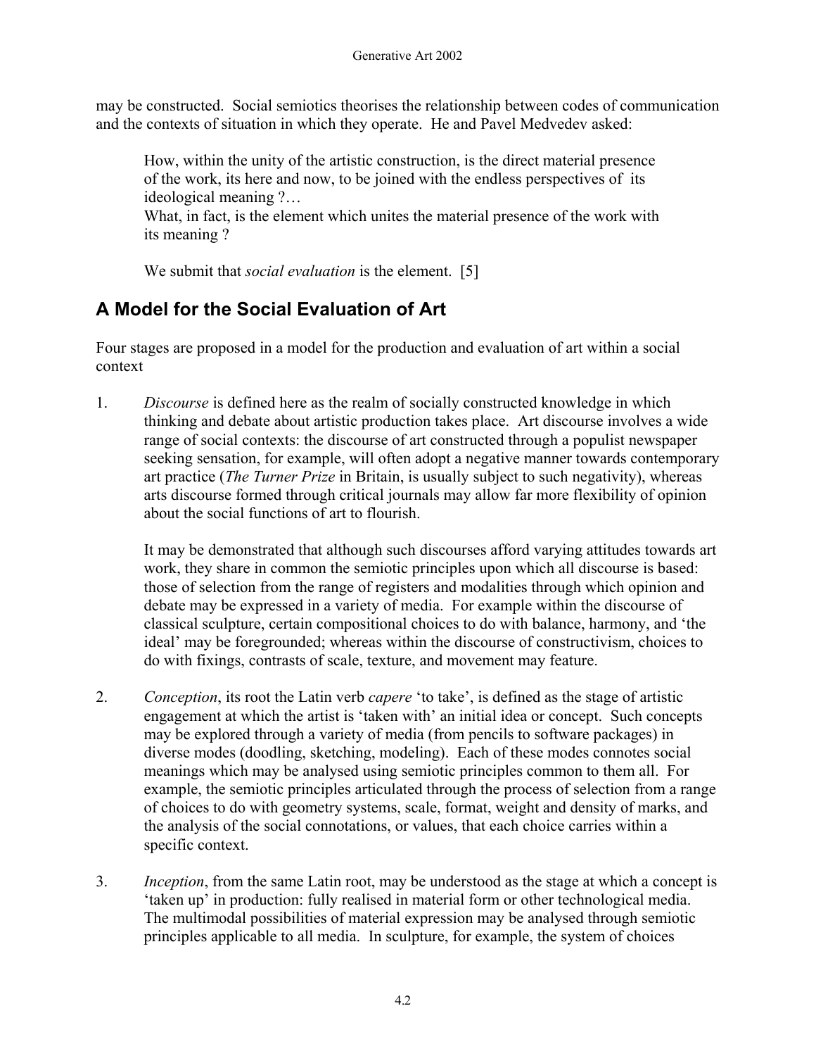may be constructed. Social semiotics theorises the relationship between codes of communication and the contexts of situation in which they operate. He and Pavel Medvedev asked:

> How, within the unity of the artistic construction, is the direct material presence of the work, its here and now, to be joined with the endless perspectives of its ideological meaning ?…
> What, in fact, is the element which unites the material presence of the work with its meaning ?
>
> We submit that *social evaluation* is the element. [5]

## A Model for the Social Evaluation of Art

Four stages are proposed in a model for the production and evaluation of art within a social context

1. *Discourse* is defined here as the realm of socially constructed knowledge in which thinking and debate about artistic production takes place. Art discourse involves a wide range of social contexts: the discourse of art constructed through a populist newspaper seeking sensation, for example, will often adopt a negative manner towards contemporary art practice (*The Turner Prize* in Britain, is usually subject to such negativity), whereas arts discourse formed through critical journals may allow far more flexibility of opinion about the social functions of art to flourish.

   It may be demonstrated that although such discourses afford varying attitudes towards art work, they share in common the semiotic principles upon which all discourse is based: those of selection from the range of registers and modalities through which opinion and debate may be expressed in a variety of media. For example within the discourse of classical sculpture, certain compositional choices to do with balance, harmony, and 'the ideal' may be foregrounded; whereas within the discourse of constructivism, choices to do with fixings, contrasts of scale, texture, and movement may feature.

2. *Conception*, its root the Latin verb *capere* 'to take', is defined as the stage of artistic engagement at which the artist is 'taken with' an initial idea or concept. Such concepts may be explored through a variety of media (from pencils to software packages) in diverse modes (doodling, sketching, modeling). Each of these modes connotes social meanings which may be analysed using semiotic principles common to them all. For example, the semiotic principles articulated through the process of selection from a range of choices to do with geometry systems, scale, format, weight and density of marks, and the analysis of the social connotations, or values, that each choice carries within a specific context.

3. *Inception*, from the same Latin root, may be understood as the stage at which a concept is 'taken up' in production: fully realised in material form or other technological media. The multimodal possibilities of material expression may be analysed through semiotic principles applicable to all media. In sculpture, for example, the system of choices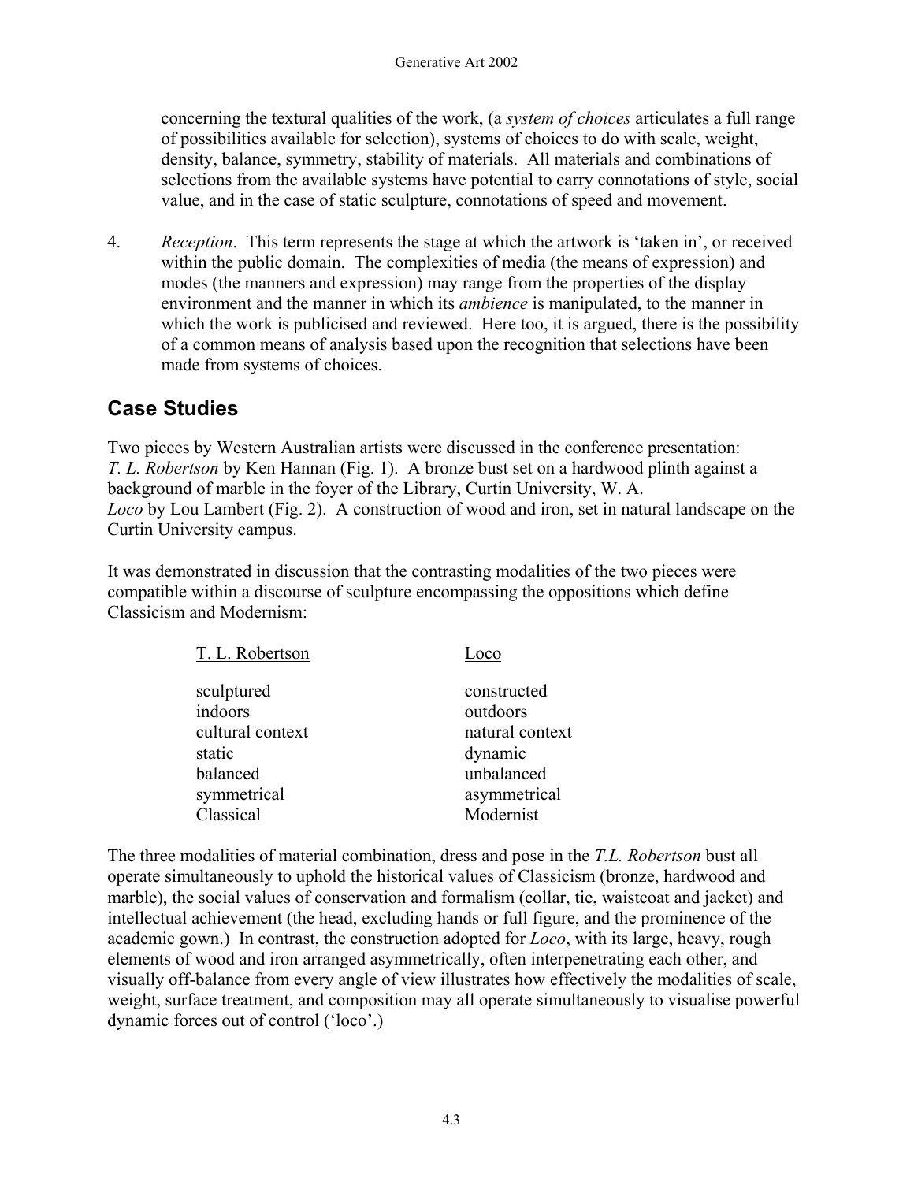concerning the textural qualities of the work, (a *system of choices* articulates a full range of possibilities available for selection), systems of choices to do with scale, weight, density, balance, symmetry, stability of materials. All materials and combinations of selections from the available systems have potential to carry connotations of style, social value, and in the case of static sculpture, connotations of speed and movement.

4. *Reception*. This term represents the stage at which the artwork is 'taken in', or received within the public domain. The complexities of media (the means of expression) and modes (the manners and expression) may range from the properties of the display environment and the manner in which its *ambience* is manipulated, to the manner in which the work is publicised and reviewed. Here too, it is argued, there is the possibility of a common means of analysis based upon the recognition that selections have been made from systems of choices.

## Case Studies

Two pieces by Western Australian artists were discussed in the conference presentation:
*T. L. Robertson* by Ken Hannan (Fig. 1). A bronze bust set on a hardwood plinth against a background of marble in the foyer of the Library, Curtin University, W. A.
*Loco* by Lou Lambert (Fig. 2). A construction of wood and iron, set in natural landscape on the Curtin University campus.

It was demonstrated in discussion that the contrasting modalities of the two pieces were compatible within a discourse of sculpture encompassing the oppositions which define Classicism and Modernism:

| T. L. Robertson | Loco |
|---|---|
| sculptured | constructed |
| indoors | outdoors |
| cultural context | natural context |
| static | dynamic |
| balanced | unbalanced |
| symmetrical | asymmetrical |
| Classical | Modernist |

The three modalities of material combination, dress and pose in the *T.L. Robertson* bust all operate simultaneously to uphold the historical values of Classicism (bronze, hardwood and marble), the social values of conservation and formalism (collar, tie, waistcoat and jacket) and intellectual achievement (the head, excluding hands or full figure, and the prominence of the academic gown.) In contrast, the construction adopted for *Loco*, with its large, heavy, rough elements of wood and iron arranged asymmetrically, often interpenetrating each other, and visually off-balance from every angle of view illustrates how effectively the modalities of scale, weight, surface treatment, and composition may all operate simultaneously to visualise powerful dynamic forces out of control ('loco'.)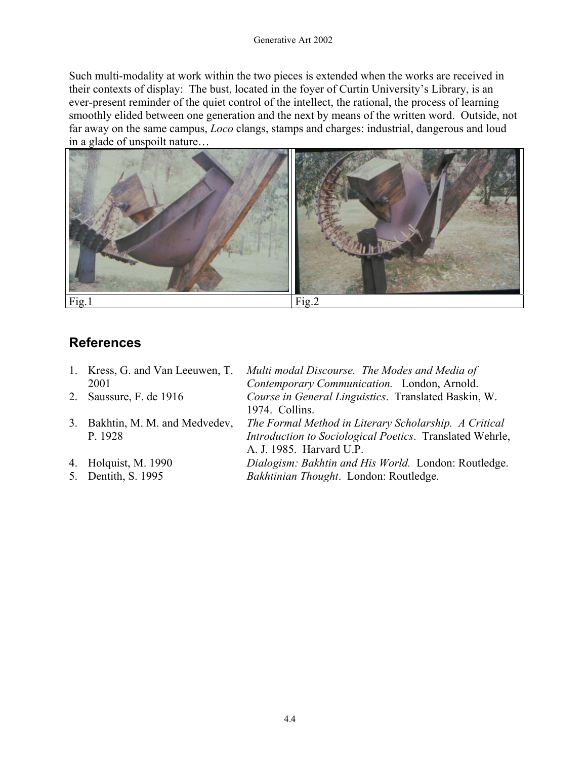Such multi-modality at work within the two pieces is extended when the works are received in their contexts of display: The bust, located in the foyer of Curtin University's Library, is an ever-present reminder of the quiet control of the intellect, the rational, the process of learning smoothly elided between one generation and the next by means of the written word. Outside, not far away on the same campus, *Loco* clangs, stamps and charges: industrial, dangerous and loud in a glade of unspoilt nature…

Fig.1

Fig.2

## References

1. Kress, G. and Van Leeuwen, T. 2001 — *Multi modal Discourse. The Modes and Media of Contemporary Communication.* London, Arnold.
2. Saussure, F. de 1916 — *Course in General Linguistics*. Translated Baskin, W. 1974. Collins.
3. Bakhtin, M. M. and Medvedev, P. 1928 — *The Formal Method in Literary Scholarship. A Critical Introduction to Sociological Poetics*. Translated Wehrle, A. J. 1985. Harvard U.P.
4. Holquist, M. 1990 — *Dialogism: Bakhtin and His World.* London: Routledge.
5. Dentith, S. 1995 — *Bakhtinian Thought*. London: Routledge.